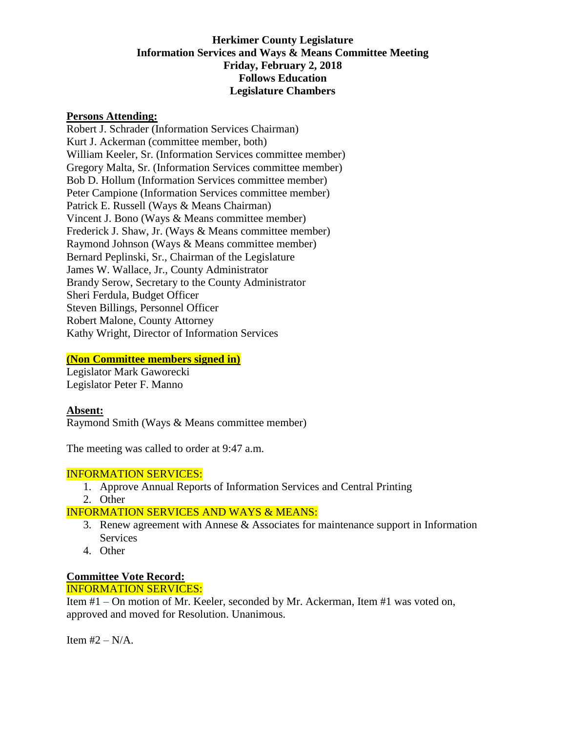**Herkimer County Legislature**
**Information Services and Ways & Means Committee Meeting**
**Friday, February 2, 2018**
**Follows Education**
**Legislature Chambers**

**Persons Attending:**

Robert J. Schrader (Information Services Chairman)
Kurt J. Ackerman (committee member, both)
William Keeler, Sr. (Information Services committee member)
Gregory Malta, Sr. (Information Services committee member)
Bob D. Hollum (Information Services committee member)
Peter Campione (Information Services committee member)
Patrick E. Russell (Ways & Means Chairman)
Vincent J. Bono (Ways & Means committee member)
Frederick J. Shaw, Jr. (Ways & Means committee member)
Raymond Johnson (Ways & Means committee member)
Bernard Peplinski, Sr., Chairman of the Legislature
James W. Wallace, Jr., County Administrator
Brandy Serow, Secretary to the County Administrator
Sheri Ferdula, Budget Officer
Steven Billings, Personnel Officer
Robert Malone, County Attorney
Kathy Wright, Director of Information Services

**(Non Committee members signed in)**

Legislator Mark Gaworecki
Legislator Peter F. Manno

**Absent:**

Raymond Smith (Ways & Means committee member)

The meeting was called to order at 9:47 a.m.

INFORMATION SERVICES:

1. Approve Annual Reports of Information Services and Central Printing
2. Other

INFORMATION SERVICES AND WAYS & MEANS:

3. Renew agreement with Annese & Associates for maintenance support in Information Services
4. Other

**Committee Vote Record:**

INFORMATION SERVICES:

Item #1 – On motion of Mr. Keeler, seconded by Mr. Ackerman, Item #1 was voted on, approved and moved for Resolution. Unanimous.

Item #2 – N/A.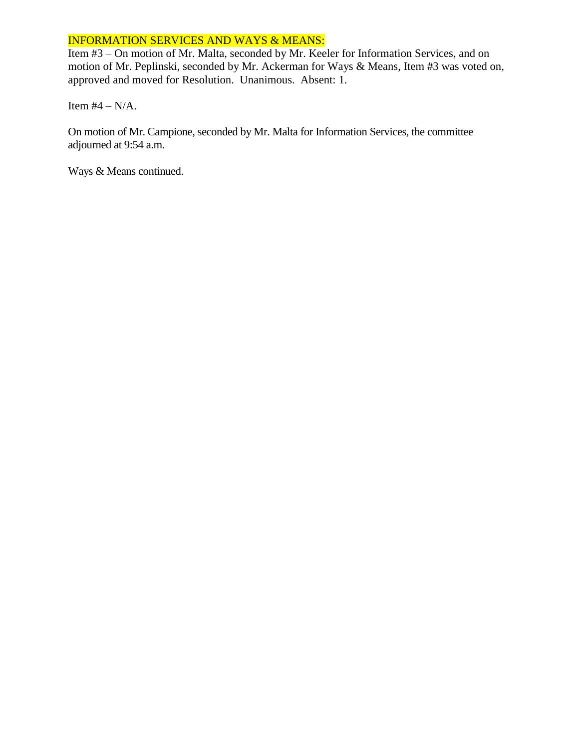INFORMATION SERVICES AND WAYS & MEANS:

Item #3 – On motion of Mr. Malta, seconded by Mr. Keeler for Information Services, and on motion of Mr. Peplinski, seconded by Mr. Ackerman for Ways & Means, Item #3 was voted on, approved and moved for Resolution. Unanimous. Absent: 1.

Item #4 – N/A.

On motion of Mr. Campione, seconded by Mr. Malta for Information Services, the committee adjourned at 9:54 a.m.

Ways & Means continued.